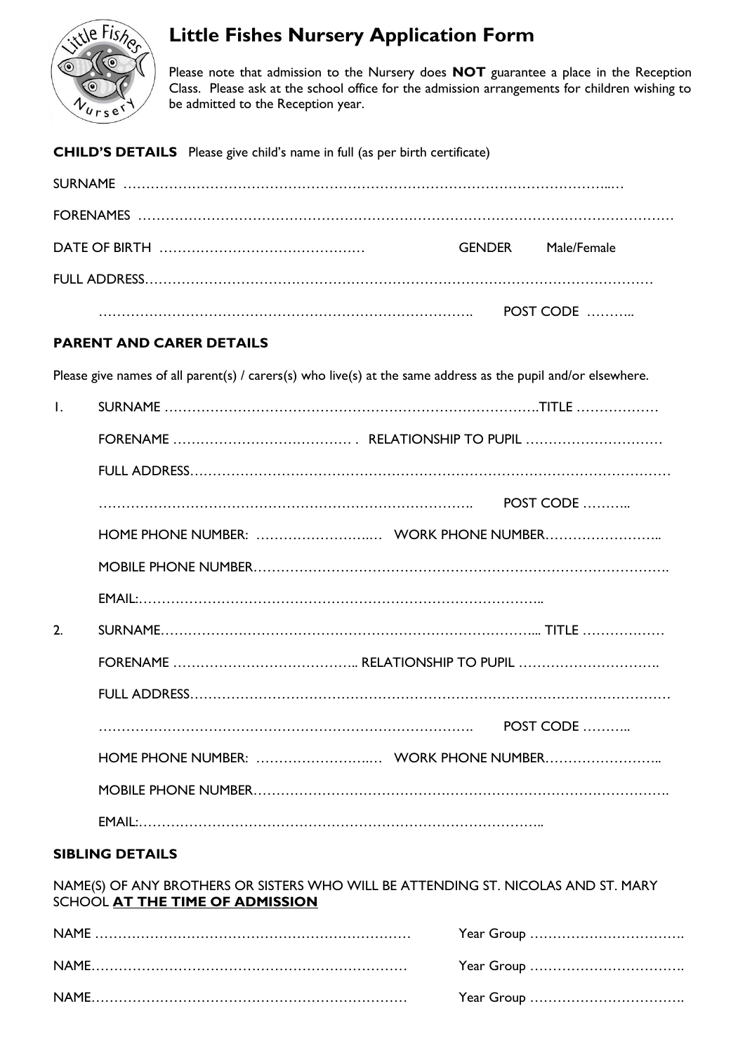# Little Fishes Nursery Application Form

Please note that admission to the Nursery does **NOT** guarantee a place in the Reception Class. Please ask at the school office for the admission arrangements for children wishing to be admitted to the Reception year.

**CHILD'S DETAILS** Please give child's name in full (as per birth certificate)

SURNAME ……………………………………………………………………………………………...…

FORENAMES ……………………………………………………………………………………………………

DATE OF BIRTH …………………………………….… GENDER Male/Female

FULL ADDRESS……………………………………………………………………………………………

……………………………………………………………………………. POST CODE ……….. 

**PARENT AND CARER DETAILS**

Please give names of all parent(s) / carers(s) who live(s) at the same address as the pupil and/or elsewhere.

1. SURNAME ……………………………………………………………………….TITLE ………………

   FORENAME ………………………………… . RELATIONSHIP TO PUPIL …………………………

   FULL ADDRESS…………………………………………………………………………………………

   ……………………………………………………………………………. POST CODE ………..

   HOME PHONE NUMBER: …………………….… WORK PHONE NUMBER……………………..

   MOBILE PHONE NUMBER………………………………………………………………………….

   EMAIL:……………………………………………………………………………..

2. SURNAME……………………………………………………………………... TITLE ………………

   FORENAME ………………………………….. RELATIONSHIP TO PUPIL ………………………….

   FULL ADDRESS…………………………………………………………………………………………

   ……………………………………………………………………………. POST CODE ………..

   HOME PHONE NUMBER: …………………….… WORK PHONE NUMBER……………………..

   MOBILE PHONE NUMBER………………………………………………………………………….

   EMAIL:……………………………………………………………………………..

**SIBLING DETAILS**

NAME(S) OF ANY BROTHERS OR SISTERS WHO WILL BE ATTENDING ST. NICOLAS AND ST. MARY SCHOOL **AT THE TIME OF ADMISSION**

NAME …………………………………………………………… Year Group …………………………….

NAME…………………………………………………………… Year Group …………………………….

NAME…………………………………………………………… Year Group …………………………….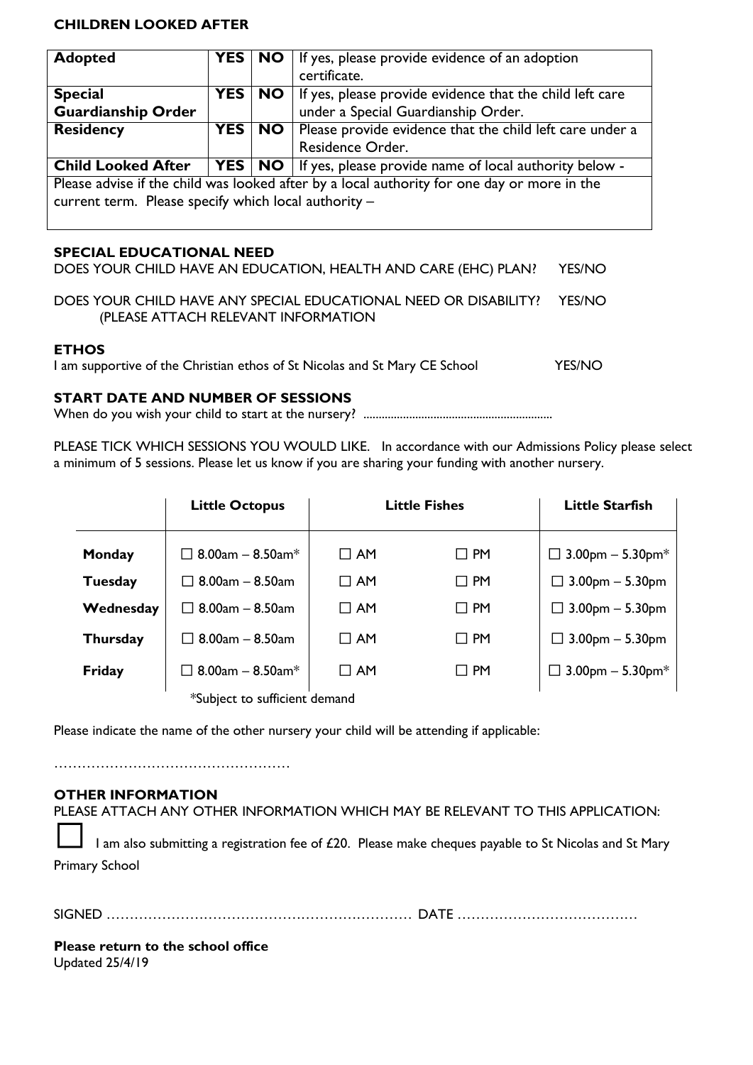**CHILDREN LOOKED AFTER**

| | | | |
|---|---|---|---|
| **Adopted** | **YES** | **NO** | If yes, please provide evidence of an adoption certificate. |
| **Special Guardianship Order** | **YES** | **NO** | If yes, please provide evidence that the child left care under a Special Guardianship Order. |
| **Residency** | **YES** | **NO** | Please provide evidence that the child left care under a Residence Order. |
| **Child Looked After** | **YES** | **NO** | If yes, please provide name of local authority below - |
| Please advise if the child was looked after by a local authority for one day or more in the current term. Please specify which local authority – | | | |

### SPECIAL EDUCATIONAL NEED

DOES YOUR CHILD HAVE AN EDUCATION, HEALTH AND CARE (EHC) PLAN? YES/NO

DOES YOUR CHILD HAVE ANY SPECIAL EDUCATIONAL NEED OR DISABILITY? YES/NO
(PLEASE ATTACH RELEVANT INFORMATION

### ETHOS

I am supportive of the Christian ethos of St Nicolas and St Mary CE School YES/NO

### START DATE AND NUMBER OF SESSIONS

When do you wish your child to start at the nursery? ..............................................................

PLEASE TICK WHICH SESSIONS YOU WOULD LIKE. In accordance with our Admissions Policy please select a minimum of 5 sessions. Please let us know if you are sharing your funding with another nursery.

| | Little Octopus | Little Fishes | | Little Starfish |
|---|---|---|---|---|
| **Monday** | ☐ 8.00am – 8.50am* | ☐ AM | ☐ PM | ☐ 3.00pm – 5.30pm* |
| **Tuesday** | ☐ 8.00am – 8.50am | ☐ AM | ☐ PM | ☐ 3.00pm – 5.30pm |
| **Wednesday** | ☐ 8.00am – 8.50am | ☐ AM | ☐ PM | ☐ 3.00pm – 5.30pm |
| **Thursday** | ☐ 8.00am – 8.50am | ☐ AM | ☐ PM | ☐ 3.00pm – 5.30pm |
| **Friday** | ☐ 8.00am – 8.50am* | ☐ AM | ☐ PM | ☐ 3.00pm – 5.30pm* |

*Subject to sufficient demand

Please indicate the name of the other nursery your child will be attending if applicable:

……………………………………………

### OTHER INFORMATION

PLEASE ATTACH ANY OTHER INFORMATION WHICH MAY BE RELEVANT TO THIS APPLICATION:

☐ I am also submitting a registration fee of £20. Please make cheques payable to St Nicolas and St Mary Primary School

SIGNED ………………………………………………………… DATE …………………………………

**Please return to the school office**
Updated 25/4/19